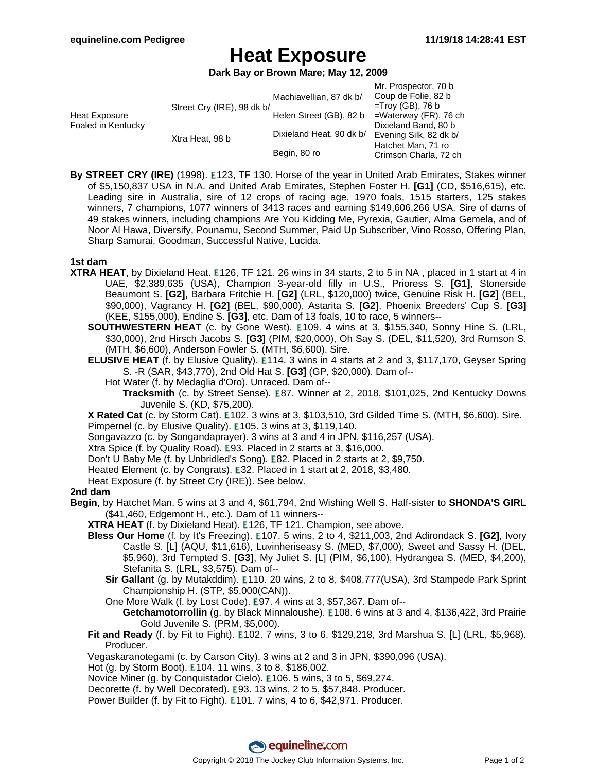# Heat Exposure

**Dark Bay or Brown Mare; May 12, 2009**

| | | | |
|---|---|---|---|
| Heat Exposure Foaled in Kentucky | Street Cry (IRE), 98 dk b/ | Machiavellian, 87 dk b/ | Mr. Prospector, 70 b |
| | | | Coup de Folie, 82 b |
| | | Helen Street (GB), 82 b | =Troy (GB), 76 b |
| | | | =Waterway (FR), 76 ch |
| | Xtra Heat, 98 b | Dixieland Heat, 90 dk b/ | Dixieland Band, 80 b |
| | | | Evening Silk, 82 dk b/ |
| | | Begin, 80 ro | Hatchet Man, 71 ro |
| | | | Crimson Charla, 72 ch |

**By STREET CRY (IRE)** (1998). E123, TF 130. Horse of the year in United Arab Emirates, Stakes winner of $5,150,837 USA in N.A. and United Arab Emirates, Stephen Foster H. **[G1]** (CD, $516,615), etc. Leading sire in Australia, sire of 12 crops of racing age, 1970 foals, 1515 starters, 125 stakes winners, 7 champions, 1077 winners of 3413 races and earning $149,606,266 USA. Sire of dams of 49 stakes winners, including champions Are You Kidding Me, Pyrexia, Gautier, Alma Gemela, and of Noor Al Hawa, Diversify, Pounamu, Second Summer, Paid Up Subscriber, Vino Rosso, Offering Plan, Sharp Samurai, Goodman, Successful Native, Lucida.

### 1st dam

**XTRA HEAT**, by Dixieland Heat. E126, TF 121. 26 wins in 34 starts, 2 to 5 in NA , placed in 1 start at 4 in UAE, $2,389,635 (USA), Champion 3-year-old filly in U.S., Prioress S. **[G1]**, Stonerside Beaumont S. **[G2]**, Barbara Fritchie H. **[G2]** (LRL, $120,000) twice, Genuine Risk H. **[G2]** (BEL, $90,000), Vagrancy H. **[G2]** (BEL, $90,000), Astarita S. **[G2]**, Phoenix Breeders' Cup S. **[G3]** (KEE, $155,000), Endine S. **[G3]**, etc. Dam of 13 foals, 10 to race, 5 winners--

- **SOUTHWESTERN HEAT** (c. by Gone West). E109. 4 wins at 3, $155,340, Sonny Hine S. (LRL, $30,000), 2nd Hirsch Jacobs S. **[G3]** (PIM, $20,000), Oh Say S. (DEL, $11,520), 3rd Rumson S. (MTH, $6,600), Anderson Fowler S. (MTH, $6,600). Sire.
- **ELUSIVE HEAT** (f. by Elusive Quality). E114. 3 wins in 4 starts at 2 and 3, $117,170, Geyser Spring S. -R (SAR, $43,770), 2nd Old Hat S. **[G3]** (GP, $20,000). Dam of--
  - Hot Water (f. by Medaglia d'Oro). Unraced. Dam of--
    - **Tracksmith** (c. by Street Sense). E87. Winner at 2, 2018, $101,025, 2nd Kentucky Downs Juvenile S. (KD, $75,200).
- **X Rated Cat** (c. by Storm Cat). E102. 3 wins at 3, $103,510, 3rd Gilded Time S. (MTH, $6,600). Sire.
- Pimpernel (c. by Elusive Quality). E105. 3 wins at 3, $119,140.
- Songavazzo (c. by Songandaprayer). 3 wins at 3 and 4 in JPN, $116,257 (USA).
- Xtra Spice (f. by Quality Road). E93. Placed in 2 starts at 3, $16,000.
- Don't U Baby Me (f. by Unbridled's Song). E82. Placed in 2 starts at 2, $9,750.
- Heated Element (c. by Congrats). E32. Placed in 1 start at 2, 2018, $3,480.
- Heat Exposure (f. by Street Cry (IRE)). See below.

### 2nd dam

**Begin**, by Hatchet Man. 5 wins at 3 and 4, $61,794, 2nd Wishing Well S. Half-sister to **SHONDA'S GIRL** ($41,460, Edgemont H., etc.). Dam of 11 winners--

- **XTRA HEAT** (f. by Dixieland Heat). E126, TF 121. Champion, see above.
- **Bless Our Home** (f. by It's Freezing). E107. 5 wins, 2 to 4, $211,003, 2nd Adirondack S. **[G2]**, Ivory Castle S. [L] (AQU, $11,616), Luvinheriseasy S. (MED, $7,000), Sweet and Sassy H. (DEL, $5,960), 3rd Tempted S. **[G3]**, My Juliet S. [L] (PIM, $6,100), Hydrangea S. (MED, $4,200), Stefanita S. (LRL, $3,575). Dam of--
  - **Sir Gallant** (g. by Mutakddim). E110. 20 wins, 2 to 8, $408,777(USA), 3rd Stampede Park Sprint Championship H. (STP, $5,000(CAN)).
  - One More Walk (f. by Lost Code). E97. 4 wins at 3, $57,367. Dam of--
    - **Getchamotorrollin** (g. by Black Minnaloushe). E108. 6 wins at 3 and 4, $136,422, 3rd Prairie Gold Juvenile S. (PRM, $5,000).
- **Fit and Ready** (f. by Fit to Fight). E102. 7 wins, 3 to 6, $129,218, 3rd Marshua S. [L] (LRL, $5,968). Producer.
- Vegaskaranotegami (c. by Carson City). 3 wins at 2 and 3 in JPN, $390,096 (USA).
- Hot (g. by Storm Boot). E104. 11 wins, 3 to 8, $186,002.
- Novice Miner (g. by Conquistador Cielo). E106. 5 wins, 3 to 5, $69,274.
- Decorette (f. by Well Decorated). E93. 13 wins, 2 to 5, $57,848. Producer.
- Power Builder (f. by Fit to Fight). E101. 7 wins, 4 to 6, $42,971. Producer.

Copyright © 2018 The Jockey Club Information Systems, Inc.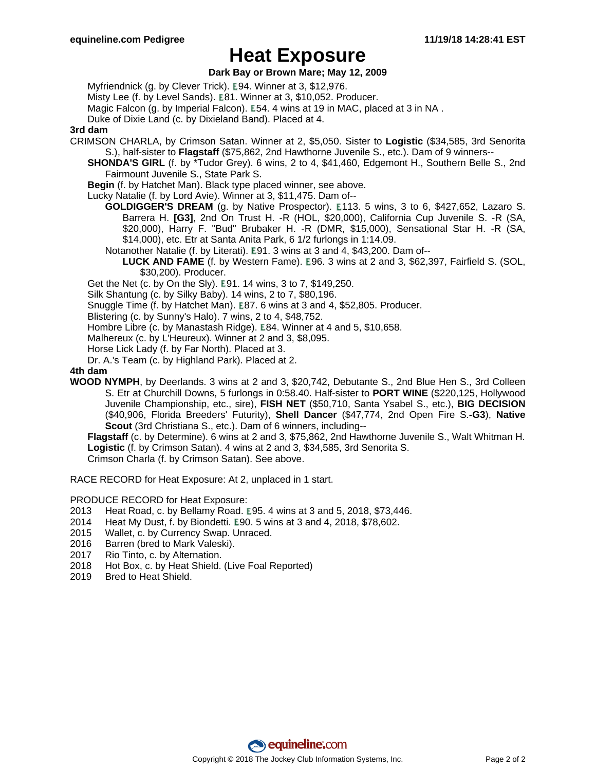# Heat Exposure

**Dark Bay or Brown Mare; May 12, 2009**

Myfriendnick (g. by Clever Trick). E94. Winner at 3, $12,976.
Misty Lee (f. by Level Sands). E81. Winner at 3, $10,052. Producer.
Magic Falcon (g. by Imperial Falcon). E54. 4 wins at 19 in MAC, placed at 3 in NA .
Duke of Dixie Land (c. by Dixieland Band). Placed at 4.

**3rd dam**

CRIMSON CHARLA, by Crimson Satan. Winner at 2, $5,050. Sister to **Logistic** ($34,585, 3rd Senorita S.), half-sister to **Flagstaff** ($75,862, 2nd Hawthorne Juvenile S., etc.). Dam of 9 winners--

**SHONDA'S GIRL** (f. by *Tudor Grey). 6 wins, 2 to 4, $41,460, Edgemont H., Southern Belle S., 2nd Fairmount Juvenile S., State Park S.
**Begin** (f. by Hatchet Man). Black type placed winner, see above.
Lucky Natalie (f. by Lord Avie). Winner at 3, $11,475. Dam of--
**GOLDIGGER'S DREAM** (g. by Native Prospector). E113. 5 wins, 3 to 6, $427,652, Lazaro S. Barrera H. **[G3]**, 2nd On Trust H. -R (HOL, $20,000), California Cup Juvenile S. -R (SA, $20,000), Harry F. "Bud" Brubaker H. -R (DMR, $15,000), Sensational Star H. -R (SA, $14,000), etc. Etr at Santa Anita Park, 6 1/2 furlongs in 1:14.09.
Notanother Natalie (f. by Literati). E91. 3 wins at 3 and 4, $43,200. Dam of--
**LUCK AND FAME** (f. by Western Fame). E96. 3 wins at 2 and 3, $62,397, Fairfield S. (SOL, $30,200). Producer.
Get the Net (c. by On the Sly). E91. 14 wins, 3 to 7, $149,250.
Silk Shantung (c. by Silky Baby). 14 wins, 2 to 7, $80,196.
Snuggle Time (f. by Hatchet Man). E87. 6 wins at 3 and 4, $52,805. Producer.
Blistering (c. by Sunny's Halo). 7 wins, 2 to 4, $48,752.
Hombre Libre (c. by Manastash Ridge). E84. Winner at 4 and 5, $10,658.
Malhereux (c. by L'Heureux). Winner at 2 and 3, $8,095.
Horse Lick Lady (f. by Far North). Placed at 3.
Dr. A.'s Team (c. by Highland Park). Placed at 2.

**4th dam**

**WOOD NYMPH**, by Deerlands. 3 wins at 2 and 3, $20,742, Debutante S., 2nd Blue Hen S., 3rd Colleen S. Etr at Churchill Downs, 5 furlongs in 0:58.40. Half-sister to **PORT WINE** ($220,125, Hollywood Juvenile Championship, etc., sire), **FISH NET** ($50,710, Santa Ysabel S., etc.), **BIG DECISION** ($40,906, Florida Breeders' Futurity), **Shell Dancer** ($47,774, 2nd Open Fire S.**-G3**), **Native Scout** (3rd Christiana S., etc.). Dam of 6 winners, including--

**Flagstaff** (c. by Determine). 6 wins at 2 and 3, $75,862, 2nd Hawthorne Juvenile S., Walt Whitman H.
**Logistic** (f. by Crimson Satan). 4 wins at 2 and 3, $34,585, 3rd Senorita S.
Crimson Charla (f. by Crimson Satan). See above.

RACE RECORD for Heat Exposure: At 2, unplaced in 1 start.

PRODUCE RECORD for Heat Exposure:

2013 Heat Road, c. by Bellamy Road. E95. 4 wins at 3 and 5, 2018, $73,446.
2014 Heat My Dust, f. by Biondetti. E90. 5 wins at 3 and 4, 2018, $78,602.
2015 Wallet, c. by Currency Swap. Unraced.
2016 Barren (bred to Mark Valeski).
2017 Rio Tinto, c. by Alternation.
2018 Hot Box, c. by Heat Shield. (Live Foal Reported)
2019 Bred to Heat Shield.